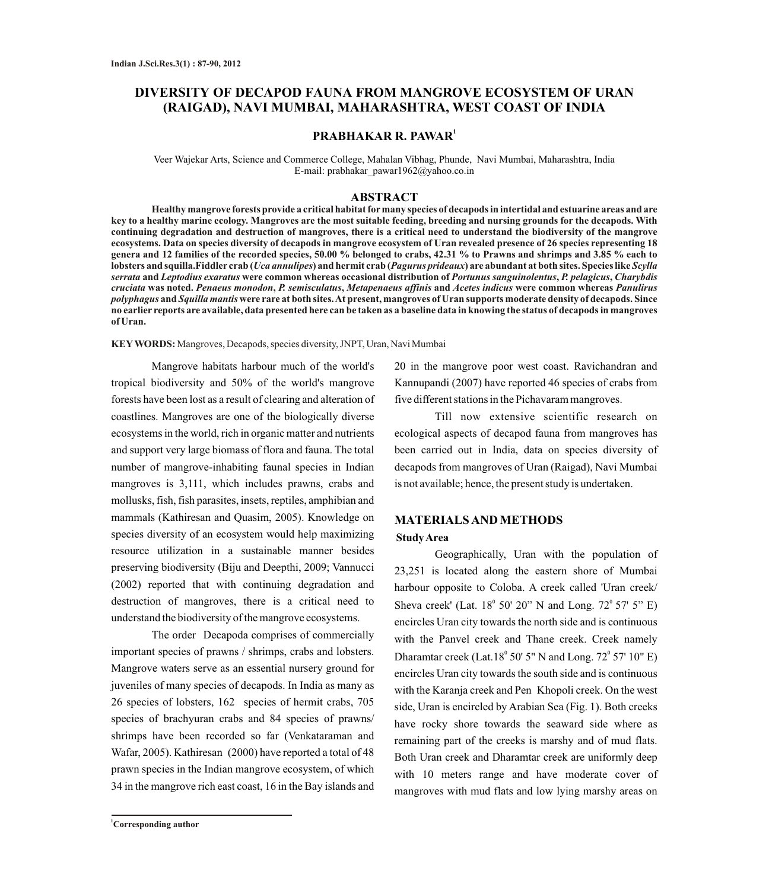# DIVERSITY OF DECAPOD FAUNA FROM MANGROVE ECOSYSTEM OF URAN (RAIGAD), NAVI MUMBAI, MAHARASHTRA, WEST COAST OF INDIA

**PRABHAKAR R. PAWAR**[1]

Veer Wajekar Arts, Science and Commerce College, Mahalan Vibhag, Phunde, Navi Mumbai, Maharashtra, India
E-mail: prabhakar_pawar1962@yahoo.co.in

## ABSTRACT

**Healthy mangrove forests provide a critical habitat for many species of decapods in intertidal and estuarine areas and are key to a healthy marine ecology. Mangroves are the most suitable feeding, breeding and nursing grounds for the decapods. With continuing degradation and destruction of mangroves, there is a critical need to understand the biodiversity of the mangrove ecosystems. Data on species diversity of decapods in mangrove ecosystem of Uran revealed presence of 26 species representing 18 genera and 12 families of the recorded species, 50.00 % belonged to crabs, 42.31 % to Prawns and shrimps and 3.85 % each to lobsters and squilla. Fiddler crab (*Uca annulipes*) and hermit crab (*Pagurus prideaux*) are abundant at both sites. Species like *Scylla serrata* and *Leptodius exaratus* were common whereas occasional distribution of *Portunus sanguinolentus*, *P. pelagicus*, *Charybdis cruciata* was noted. *Penaeus monodon*, *P. semisculatus*, *Metapenaeus affinis* and *Acetes indicus* were common whereas *Panulirus polyphagus* and *Squilla mantis* were rare at both sites. At present, mangroves of Uran supports moderate density of decapods. Since no earlier reports are available, data presented here can be taken as a baseline data in knowing the status of decapods in mangroves of Uran.**

**KEY WORDS:** Mangroves, Decapods, species diversity, JNPT, Uran, Navi Mumbai

Mangrove habitats harbour much of the world's tropical biodiversity and 50% of the world's mangrove forests have been lost as a result of clearing and alteration of coastlines. Mangroves are one of the biologically diverse ecosystems in the world, rich in organic matter and nutrients and support very large biomass of flora and fauna. The total number of mangrove-inhabiting faunal species in Indian mangroves is 3,111, which includes prawns, crabs and mollusks, fish, fish parasites, insets, reptiles, amphibian and mammals (Kathiresan and Quasim, 2005). Knowledge on species diversity of an ecosystem would help maximizing resource utilization in a sustainable manner besides preserving biodiversity (Biju and Deepthi, 2009; Vannucci (2002) reported that with continuing degradation and destruction of mangroves, there is a critical need to understand the biodiversity of the mangrove ecosystems.

The order Decapoda comprises of commercially important species of prawns / shrimps, crabs and lobsters. Mangrove waters serve as an essential nursery ground for juveniles of many species of decapods. In India as many as 26 species of lobsters, 162 species of hermit crabs, 705 species of brachyuran crabs and 84 species of prawns/ shrimps have been recorded so far (Venkataraman and Wafar, 2005). Kathiresan (2000) have reported a total of 48 prawn species in the Indian mangrove ecosystem, of which 34 in the mangrove rich east coast, 16 in the Bay islands and 20 in the mangrove poor west coast. Ravichandran and Kannupandi (2007) have reported 46 species of crabs from five different stations in the Pichavaram mangroves.

Till now extensive scientific research on ecological aspects of decapod fauna from mangroves has been carried out in India, data on species diversity of decapods from mangroves of Uran (Raigad), Navi Mumbai is not available; hence, the present study is undertaken.

## MATERIALS AND METHODS

### Study Area

Geographically, Uran with the population of 23,251 is located along the eastern shore of Mumbai harbour opposite to Coloba. A creek called 'Uran creek/ Sheva creek' (Lat. 18° 50' 20" N and Long. 72° 57' 5" E) encircles Uran city towards the north side and is continuous with the Panvel creek and Thane creek. Creek namely Dharamtar creek (Lat.18° 50' 5" N and Long. 72° 57' 10" E) encircles Uran city towards the south side and is continuous with the Karanja creek and Pen Khopoli creek. On the west side, Uran is encircled by Arabian Sea (Fig. 1). Both creeks have rocky shore towards the seaward side where as remaining part of the creeks is marshy and of mud flats. Both Uran creek and Dharamtar creek are uniformly deep with 10 meters range and have moderate cover of mangroves with mud flats and low lying marshy areas on

[1] Corresponding author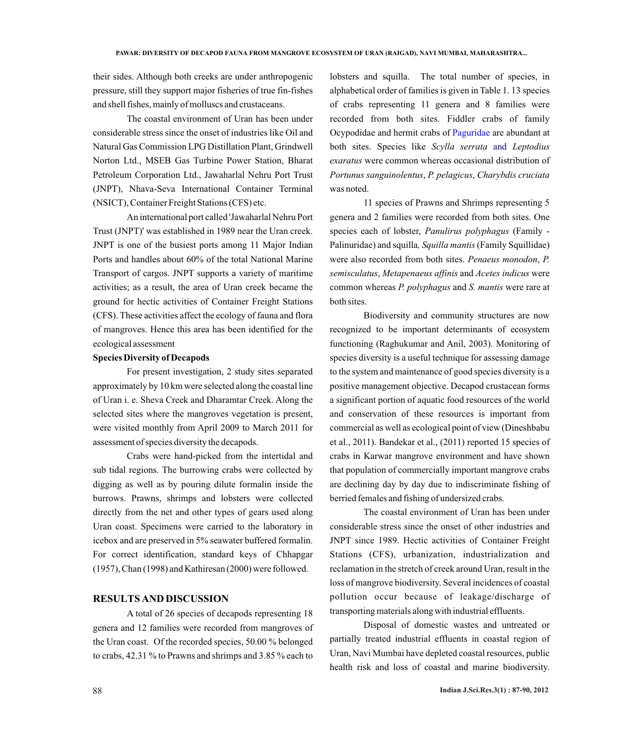their sides. Although both creeks are under anthropogenic pressure, still they support major fisheries of true fin-fishes and shell fishes, mainly of molluscs and crustaceans.

The coastal environment of Uran has been under considerable stress since the onset of industries like Oil and Natural Gas Commission LPG Distillation Plant, Grindwell Norton Ltd., MSEB Gas Turbine Power Station, Bharat Petroleum Corporation Ltd., Jawaharlal Nehru Port Trust (JNPT), Nhava-Seva International Container Terminal (NSICT), Container Freight Stations (CFS) etc.

An international port called 'Jawaharlal Nehru Port Trust (JNPT)' was established in 1989 near the Uran creek. JNPT is one of the busiest ports among 11 Major Indian Ports and handles about 60% of the total National Marine Transport of cargos. JNPT supports a variety of maritime activities; as a result, the area of Uran creek became the ground for hectic activities of Container Freight Stations (CFS). These activities affect the ecology of fauna and flora of mangroves. Hence this area has been identified for the ecological assessment

**Species Diversity of Decapods**

For present investigation, 2 study sites separated approximately by 10 km were selected along the coastal line of Uran i. e. Sheva Creek and Dharamtar Creek. Along the selected sites where the mangroves vegetation is present, were visited monthly from April 2009 to March 2011 for assessment of species diversity the decapods.

Crabs were hand-picked from the intertidal and sub tidal regions. The burrowing crabs were collected by digging as well as by pouring dilute formalin inside the burrows. Prawns, shrimps and lobsters were collected directly from the net and other types of gears used along Uran coast. Specimens were carried to the laboratory in icebox and are preserved in 5% seawater buffered formalin. For correct identification, standard keys of Chhapgar (1957), Chan (1998) and Kathiresan (2000) were followed.

## RESULTS AND DISCUSSION

A total of 26 species of decapods representing 18 genera and 12 families were recorded from mangroves of the Uran coast. Of the recorded species, 50.00 % belonged to crabs, 42.31 % to Prawns and shrimps and 3.85 % each to lobsters and squilla. The total number of species, in alphabetical order of families is given in Table 1. 13 species of crabs representing 11 genera and 8 families were recorded from both sites. Fiddler crabs of family Ocypodidae and hermit crabs of Paguridae are abundant at both sites. Species like *Scylla serrata* and *Leptodius exaratus* were common whereas occasional distribution of *Portunus sanguinolentus*, *P. pelagicus*, *Charybdis cruciata* was noted.

11 species of Prawns and Shrimps representing 5 genera and 2 families were recorded from both sites. One species each of lobster, *Panulirus polyphagus* (Family - Palinuridae) and squilla*, Squilla mantis* (Family Squillidae) were also recorded from both sites. *Penaeus monodon*, *P. semisculatus*, *Metapenaeus affinis* and *Acetes indicus* were common whereas *P. polyphagus* and *S. mantis* were rare at both sites.

Biodiversity and community structures are now recognized to be important determinants of ecosystem functioning (Raghukumar and Anil, 2003). Monitoring of species diversity is a useful technique for assessing damage to the system and maintenance of good species diversity is a positive management objective. Decapod crustacean forms a significant portion of aquatic food resources of the world and conservation of these resources is important from commercial as well as ecological point of view (Dineshbabu et al., 2011). Bandekar et al., (2011) reported 15 species of crabs in Karwar mangrove environment and have shown that population of commercially important mangrove crabs are declining day by day due to indiscriminate fishing of berried females and fishing of undersized crabs.

The coastal environment of Uran has been under considerable stress since the onset of other industries and JNPT since 1989. Hectic activities of Container Freight Stations (CFS), urbanization, industrialization and reclamation in the stretch of creek around Uran, result in the loss of mangrove biodiversity. Several incidences of coastal pollution occur because of leakage/discharge of transporting materials along with industrial effluents.

Disposal of domestic wastes and untreated or partially treated industrial effluents in coastal region of Uran, Navi Mumbai have depleted coastal resources, public health risk and loss of coastal and marine biodiversity.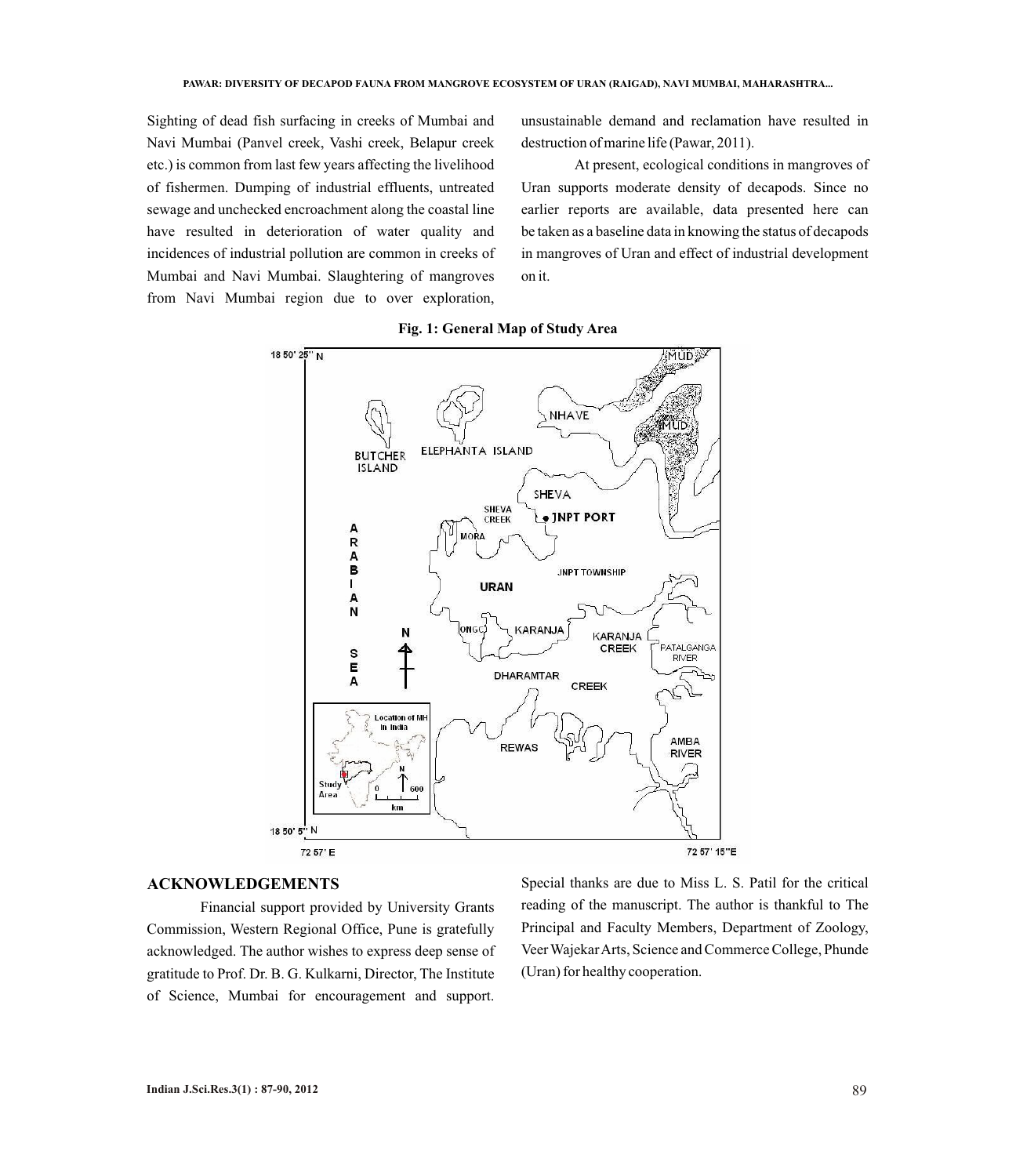Sighting of dead fish surfacing in creeks of Mumbai and Navi Mumbai (Panvel creek, Vashi creek, Belapur creek etc.) is common from last few years affecting the livelihood of fishermen. Dumping of industrial effluents, untreated sewage and unchecked encroachment along the coastal line have resulted in deterioration of water quality and incidences of industrial pollution are common in creeks of Mumbai and Navi Mumbai. Slaughtering of mangroves from Navi Mumbai region due to over exploration, unsustainable demand and reclamation have resulted in destruction of marine life (Pawar, 2011).

At present, ecological conditions in mangroves of Uran supports moderate density of decapods. Since no earlier reports are available, data presented here can be taken as a baseline data in knowing the status of decapods in mangroves of Uran and effect of industrial development on it.

**Fig. 1: General Map of Study Area**

## ACKNOWLEDGEMENTS

Financial support provided by University Grants Commission, Western Regional Office, Pune is gratefully acknowledged. The author wishes to express deep sense of gratitude to Prof. Dr. B. G. Kulkarni, Director, The Institute of Science, Mumbai for encouragement and support. Special thanks are due to Miss L. S. Patil for the critical reading of the manuscript. The author is thankful to The Principal and Faculty Members, Department of Zoology, Veer Wajekar Arts, Science and Commerce College, Phunde (Uran) for healthy cooperation.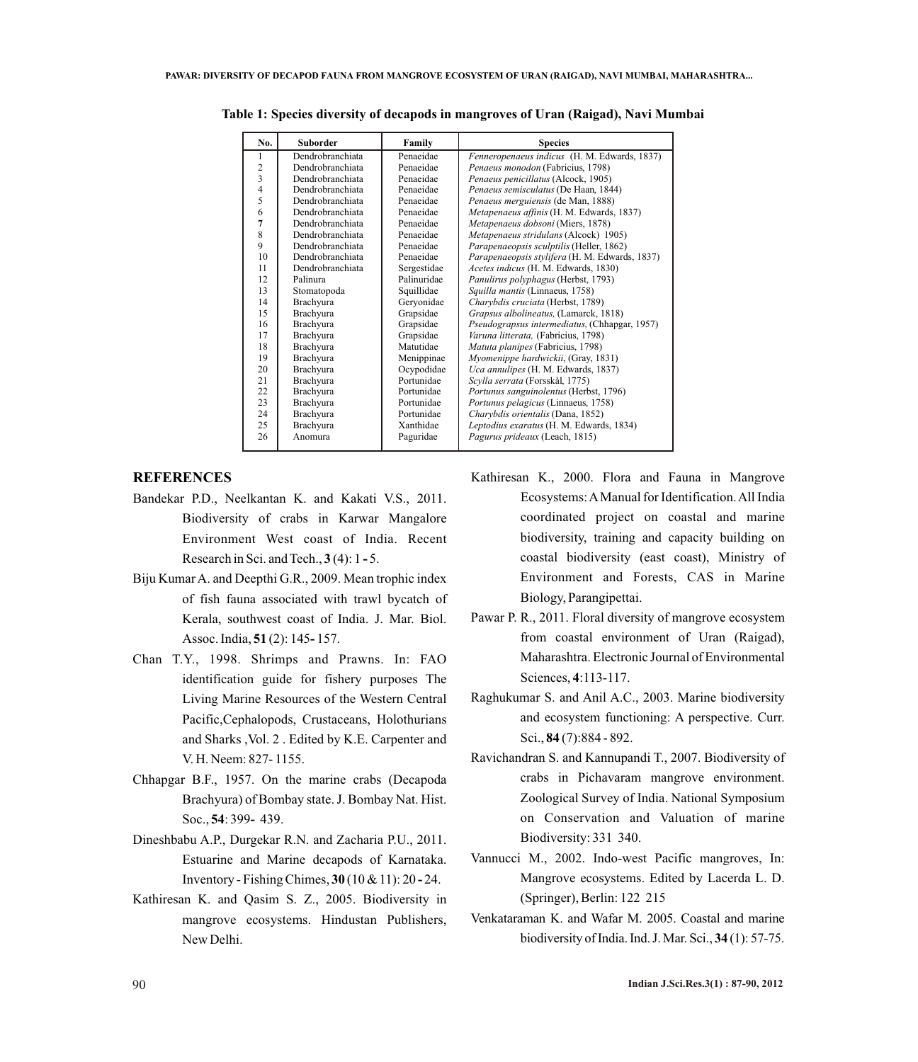**Table 1: Species diversity of decapods in mangroves of Uran (Raigad), Navi Mumbai**

| No. | Suborder | Family | Species |
|---|---|---|---|
| 1 | Dendrobranchiata | Penaeidae | *Fenneropenaeus indicus* (H. M. Edwards, 1837) |
| 2 | Dendrobranchiata | Penaeidae | *Penaeus monodon* (Fabricius, 1798) |
| 3 | Dendrobranchiata | Penaeidae | *Penaeus penicillatus* (Alcock, 1905) |
| 4 | Dendrobranchiata | Penaeidae | *Penaeus semisculatus* (De Haan, 1844) |
| 5 | Dendrobranchiata | Penaeidae | *Penaeus merguiensis* (de Man, 1888) |
| 6 | Dendrobranchiata | Penaeidae | *Metapenaeus affinis* (H. M. Edwards, 1837) |
| 7 | Dendrobranchiata | Penaeidae | *Metapenaeus dobsoni* (Miers, 1878) |
| 8 | Dendrobranchiata | Penaeidae | *Metapenaeus stridulans* (Alcock) 1905) |
| 9 | Dendrobranchiata | Penaeidae | *Parapenaeopsis sculptilis* (Heller, 1862) |
| 10 | Dendrobranchiata | Penaeidae | *Parapenaeopsis stylifera* (H. M. Edwards, 1837) |
| 11 | Dendrobranchiata | Sergestidae | *Acetes indicus* (H. M. Edwards, 1830) |
| 12 | Palinura | Palinuridae | *Panulirus polyphagus* (Herbst, 1793) |
| 13 | Stomatopoda | Squillidae | *Squilla mantis* (Linnaeus, 1758) |
| 14 | Brachyura | Geryonidae | *Charybdis cruciata* (Herbst, 1789) |
| 15 | Brachyura | Grapsidae | *Grapsus albolineatus,* (Lamarck, 1818) |
| 16 | Brachyura | Grapsidae | *Pseudograpsus intermediatus,* (Chhapgar, 1957) |
| 17 | Brachyura | Grapsidae | *Varuna litterata,* (Fabricius, 1798) |
| 18 | Brachyura | Matutidae | *Matuta planipes* (Fabricius, 1798) |
| 19 | Brachyura | Menippinae | *Myomenippe hardwickii*, (Gray, 1831) |
| 20 | Brachyura | Ocypodidae | *Uca annulipes* (H. M. Edwards, 1837) |
| 21 | Brachyura | Portunidae | *Scylla serrata* (Forsskål, 1775) |
| 22 | Brachyura | Portunidae | *Portunus sanguinolentus* (Herbst, 1796) |
| 23 | Brachyura | Portunidae | *Portunus pelagicus* (Linnaeus, 1758) |
| 24 | Brachyura | Portunidae | *Charybdis orientalis* (Dana, 1852) |
| 25 | Brachyura | Xanthidae | *Leptodius exaratus* (H. M. Edwards, 1834) |
| 26 | Anomura | Paguridae | *Pagurus prideaux* (Leach, 1815) |

## REFERENCES

Bandekar P.D., Neelkantan K. and Kakati V.S., 2011. Biodiversity of crabs in Karwar Mangalore Environment West coast of India. Recent Research in Sci. and Tech., **3** (4): 1 - 5.

Biju Kumar A. and Deepthi G.R., 2009. Mean trophic index of fish fauna associated with trawl bycatch of Kerala, southwest coast of India. J. Mar. Biol. Assoc. India, **51** (2): 145- 157.

Chan T.Y., 1998. Shrimps and Prawns. In: FAO identification guide for fishery purposes The Living Marine Resources of the Western Central Pacific,Cephalopods, Crustaceans, Holothurians and Sharks ,Vol. 2 . Edited by K.E. Carpenter and V. H. Neem: 827- 1155.

Chhapgar B.F., 1957. On the marine crabs (Decapoda Brachyura) of Bombay state. J. Bombay Nat. Hist. Soc., **54**: 399- 439.

Dineshbabu A.P., Durgekar R.N. and Zacharia P.U., 2011. Estuarine and Marine decapods of Karnataka. Inventory - Fishing Chimes, **30** (10 & 11): 20 - 24.

Kathiresan K. and Qasim S. Z., 2005. Biodiversity in mangrove ecosystems. Hindustan Publishers, New Delhi.

Kathiresan K., 2000. Flora and Fauna in Mangrove Ecosystems: A Manual for Identification. All India coordinated project on coastal and marine biodiversity, training and capacity building on coastal biodiversity (east coast), Ministry of Environment and Forests, CAS in Marine Biology, Parangipettai.

Pawar P. R., 2011. Floral diversity of mangrove ecosystem from coastal environment of Uran (Raigad), Maharashtra. Electronic Journal of Environmental Sciences, **4**:113-117.

Raghukumar S. and Anil A.C., 2003. Marine biodiversity and ecosystem functioning: A perspective. Curr. Sci., **84** (7):884 - 892.

Ravichandran S. and Kannupandi T., 2007. Biodiversity of crabs in Pichavaram mangrove environment. Zoological Survey of India. National Symposium on Conservation and Valuation of marine Biodiversity: 331 340.

Vannucci M., 2002. Indo-west Pacific mangroves, In: Mangrove ecosystems. Edited by Lacerda L. D. (Springer), Berlin: 122 215

Venkataraman K. and Wafar M. 2005. Coastal and marine biodiversity of India. Ind. J. Mar. Sci., **34** (1): 57-75.